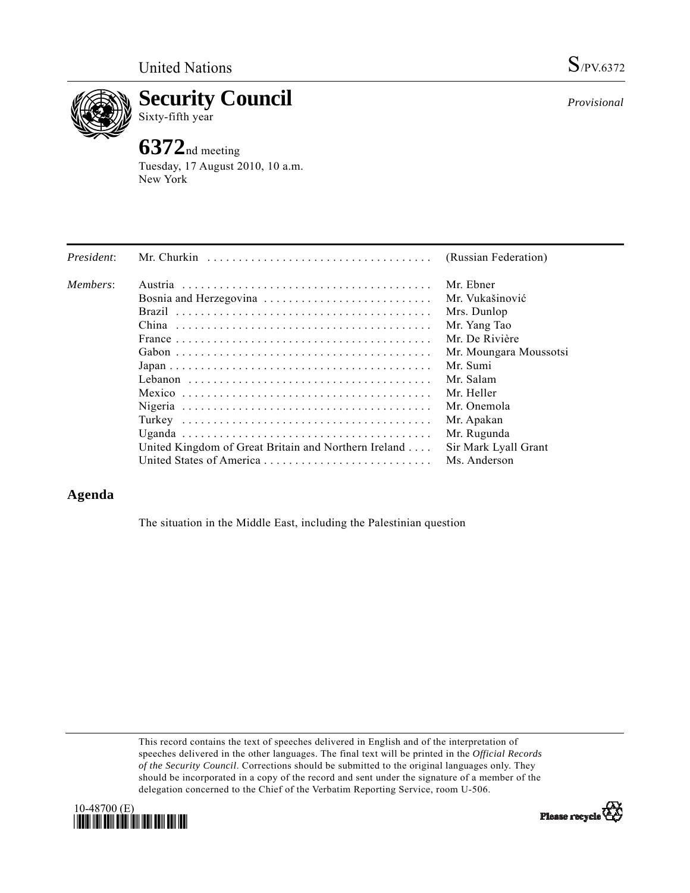United Nations

S/PV.6372

# Security Council

Sixty-fifth year

*Provisional*

## 6372nd meeting

Tuesday, 17 August 2010, 10 a.m.
New York

| | | |
|---|---|---|
| *President*: | Mr. Churkin | (Russian Federation) |
| *Members*: | Austria | Mr. Ebner |
| | Bosnia and Herzegovina | Mr. Vukašinović |
| | Brazil | Mrs. Dunlop |
| | China | Mr. Yang Tao |
| | France | Mr. De Rivière |
| | Gabon | Mr. Moungara Moussotsi |
| | Japan | Mr. Sumi |
| | Lebanon | Mr. Salam |
| | Mexico | Mr. Heller |
| | Nigeria | Mr. Onemola |
| | Turkey | Mr. Apakan |
| | Uganda | Mr. Rugunda |
| | United Kingdom of Great Britain and Northern Ireland | Sir Mark Lyall Grant |
| | United States of America | Ms. Anderson |

## Agenda

The situation in the Middle East, including the Palestinian question

This record contains the text of speeches delivered in English and of the interpretation of speeches delivered in the other languages. The final text will be printed in the *Official Records of the Security Council*. Corrections should be submitted to the original languages only. They should be incorporated in a copy of the record and sent under the signature of a member of the delegation concerned to the Chief of the Verbatim Reporting Service, room U-506.

10-48700 (E)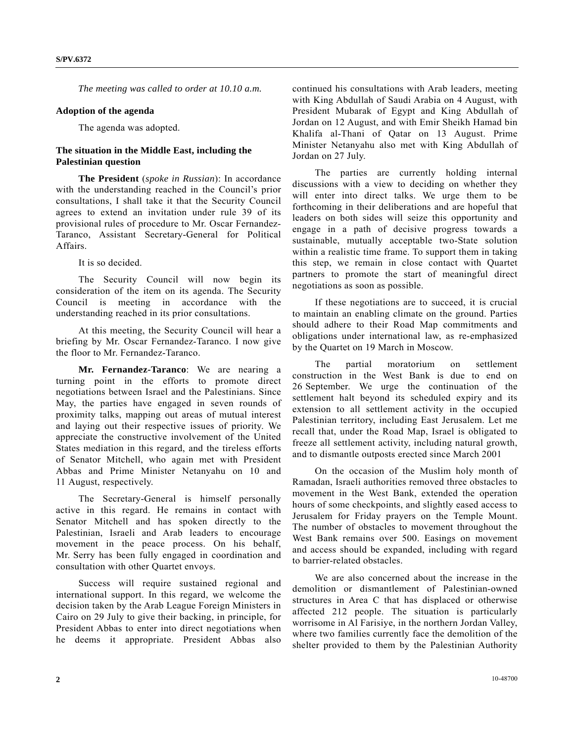*The meeting was called to order at 10.10 a.m.*

**Adoption of the agenda**

The agenda was adopted.

**The situation in the Middle East, including the Palestinian question**

**The President** (*spoke in Russian*): In accordance with the understanding reached in the Council's prior consultations, I shall take it that the Security Council agrees to extend an invitation under rule 39 of its provisional rules of procedure to Mr. Oscar Fernandez-Taranco, Assistant Secretary-General for Political Affairs.

It is so decided.

The Security Council will now begin its consideration of the item on its agenda. The Security Council is meeting in accordance with the understanding reached in its prior consultations.

At this meeting, the Security Council will hear a briefing by Mr. Oscar Fernandez-Taranco. I now give the floor to Mr. Fernandez-Taranco.

**Mr. Fernandez-Taranco**: We are nearing a turning point in the efforts to promote direct negotiations between Israel and the Palestinians. Since May, the parties have engaged in seven rounds of proximity talks, mapping out areas of mutual interest and laying out their respective issues of priority. We appreciate the constructive involvement of the United States mediation in this regard, and the tireless efforts of Senator Mitchell, who again met with President Abbas and Prime Minister Netanyahu on 10 and 11 August, respectively.

The Secretary-General is himself personally active in this regard. He remains in contact with Senator Mitchell and has spoken directly to the Palestinian, Israeli and Arab leaders to encourage movement in the peace process. On his behalf, Mr. Serry has been fully engaged in coordination and consultation with other Quartet envoys.

Success will require sustained regional and international support. In this regard, we welcome the decision taken by the Arab League Foreign Ministers in Cairo on 29 July to give their backing, in principle, for President Abbas to enter into direct negotiations when he deems it appropriate. President Abbas also continued his consultations with Arab leaders, meeting with King Abdullah of Saudi Arabia on 4 August, with President Mubarak of Egypt and King Abdullah of Jordan on 12 August, and with Emir Sheikh Hamad bin Khalifa al-Thani of Qatar on 13 August. Prime Minister Netanyahu also met with King Abdullah of Jordan on 27 July.

The parties are currently holding internal discussions with a view to deciding on whether they will enter into direct talks. We urge them to be forthcoming in their deliberations and are hopeful that leaders on both sides will seize this opportunity and engage in a path of decisive progress towards a sustainable, mutually acceptable two-State solution within a realistic time frame. To support them in taking this step, we remain in close contact with Quartet partners to promote the start of meaningful direct negotiations as soon as possible.

If these negotiations are to succeed, it is crucial to maintain an enabling climate on the ground. Parties should adhere to their Road Map commitments and obligations under international law, as re-emphasized by the Quartet on 19 March in Moscow.

The partial moratorium on settlement construction in the West Bank is due to end on 26 September. We urge the continuation of the settlement halt beyond its scheduled expiry and its extension to all settlement activity in the occupied Palestinian territory, including East Jerusalem. Let me recall that, under the Road Map, Israel is obligated to freeze all settlement activity, including natural growth, and to dismantle outposts erected since March 2001

On the occasion of the Muslim holy month of Ramadan, Israeli authorities removed three obstacles to movement in the West Bank, extended the operation hours of some checkpoints, and slightly eased access to Jerusalem for Friday prayers on the Temple Mount. The number of obstacles to movement throughout the West Bank remains over 500. Easings on movement and access should be expanded, including with regard to barrier-related obstacles.

We are also concerned about the increase in the demolition or dismantlement of Palestinian-owned structures in Area C that has displaced or otherwise affected 212 people. The situation is particularly worrisome in Al Farisiye, in the northern Jordan Valley, where two families currently face the demolition of the shelter provided to them by the Palestinian Authority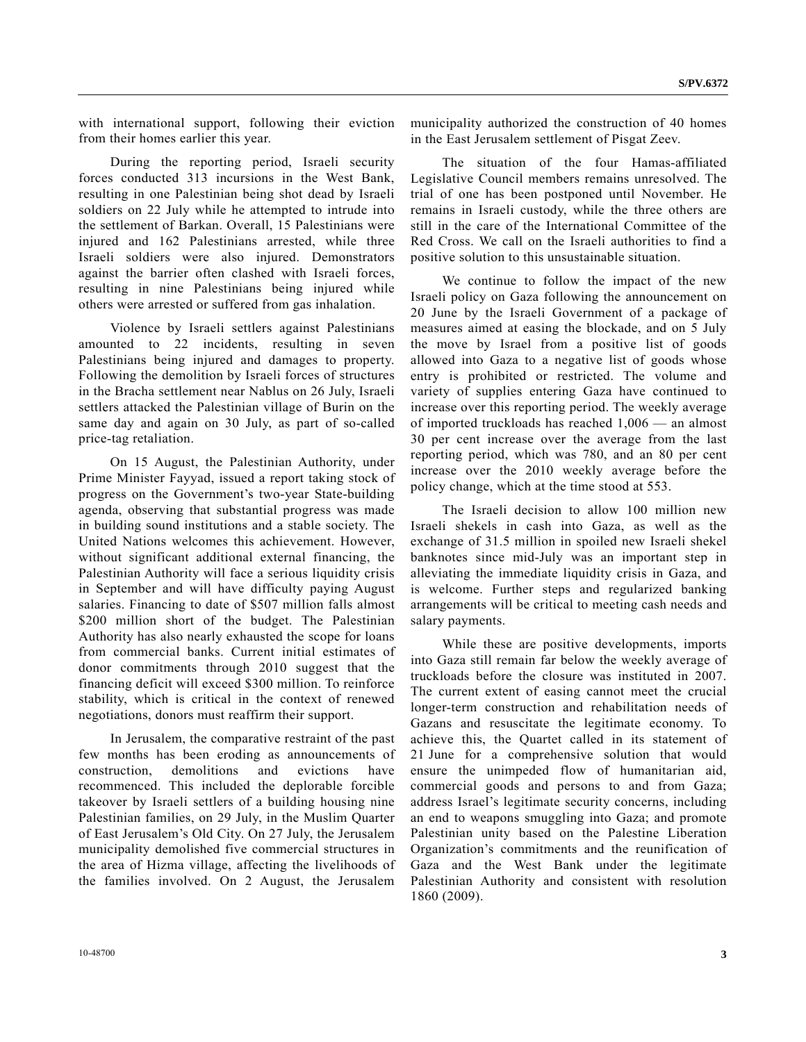with international support, following their eviction from their homes earlier this year.

During the reporting period, Israeli security forces conducted 313 incursions in the West Bank, resulting in one Palestinian being shot dead by Israeli soldiers on 22 July while he attempted to intrude into the settlement of Barkan. Overall, 15 Palestinians were injured and 162 Palestinians arrested, while three Israeli soldiers were also injured. Demonstrators against the barrier often clashed with Israeli forces, resulting in nine Palestinians being injured while others were arrested or suffered from gas inhalation.

Violence by Israeli settlers against Palestinians amounted to 22 incidents, resulting in seven Palestinians being injured and damages to property. Following the demolition by Israeli forces of structures in the Bracha settlement near Nablus on 26 July, Israeli settlers attacked the Palestinian village of Burin on the same day and again on 30 July, as part of so-called price-tag retaliation.

On 15 August, the Palestinian Authority, under Prime Minister Fayyad, issued a report taking stock of progress on the Government's two-year State-building agenda, observing that substantial progress was made in building sound institutions and a stable society. The United Nations welcomes this achievement. However, without significant additional external financing, the Palestinian Authority will face a serious liquidity crisis in September and will have difficulty paying August salaries. Financing to date of $507 million falls almost $200 million short of the budget. The Palestinian Authority has also nearly exhausted the scope for loans from commercial banks. Current initial estimates of donor commitments through 2010 suggest that the financing deficit will exceed $300 million. To reinforce stability, which is critical in the context of renewed negotiations, donors must reaffirm their support.

In Jerusalem, the comparative restraint of the past few months has been eroding as announcements of construction, demolitions and evictions have recommenced. This included the deplorable forcible takeover by Israeli settlers of a building housing nine Palestinian families, on 29 July, in the Muslim Quarter of East Jerusalem's Old City. On 27 July, the Jerusalem municipality demolished five commercial structures in the area of Hizma village, affecting the livelihoods of the families involved. On 2 August, the Jerusalem municipality authorized the construction of 40 homes in the East Jerusalem settlement of Pisgat Zeev.

The situation of the four Hamas-affiliated Legislative Council members remains unresolved. The trial of one has been postponed until November. He remains in Israeli custody, while the three others are still in the care of the International Committee of the Red Cross. We call on the Israeli authorities to find a positive solution to this unsustainable situation.

We continue to follow the impact of the new Israeli policy on Gaza following the announcement on 20 June by the Israeli Government of a package of measures aimed at easing the blockade, and on 5 July the move by Israel from a positive list of goods allowed into Gaza to a negative list of goods whose entry is prohibited or restricted. The volume and variety of supplies entering Gaza have continued to increase over this reporting period. The weekly average of imported truckloads has reached 1,006 — an almost 30 per cent increase over the average from the last reporting period, which was 780, and an 80 per cent increase over the 2010 weekly average before the policy change, which at the time stood at 553.

The Israeli decision to allow 100 million new Israeli shekels in cash into Gaza, as well as the exchange of 31.5 million in spoiled new Israeli shekel banknotes since mid-July was an important step in alleviating the immediate liquidity crisis in Gaza, and is welcome. Further steps and regularized banking arrangements will be critical to meeting cash needs and salary payments.

While these are positive developments, imports into Gaza still remain far below the weekly average of truckloads before the closure was instituted in 2007. The current extent of easing cannot meet the crucial longer-term construction and rehabilitation needs of Gazans and resuscitate the legitimate economy. To achieve this, the Quartet called in its statement of 21 June for a comprehensive solution that would ensure the unimpeded flow of humanitarian aid, commercial goods and persons to and from Gaza; address Israel's legitimate security concerns, including an end to weapons smuggling into Gaza; and promote Palestinian unity based on the Palestine Liberation Organization's commitments and the reunification of Gaza and the West Bank under the legitimate Palestinian Authority and consistent with resolution 1860 (2009).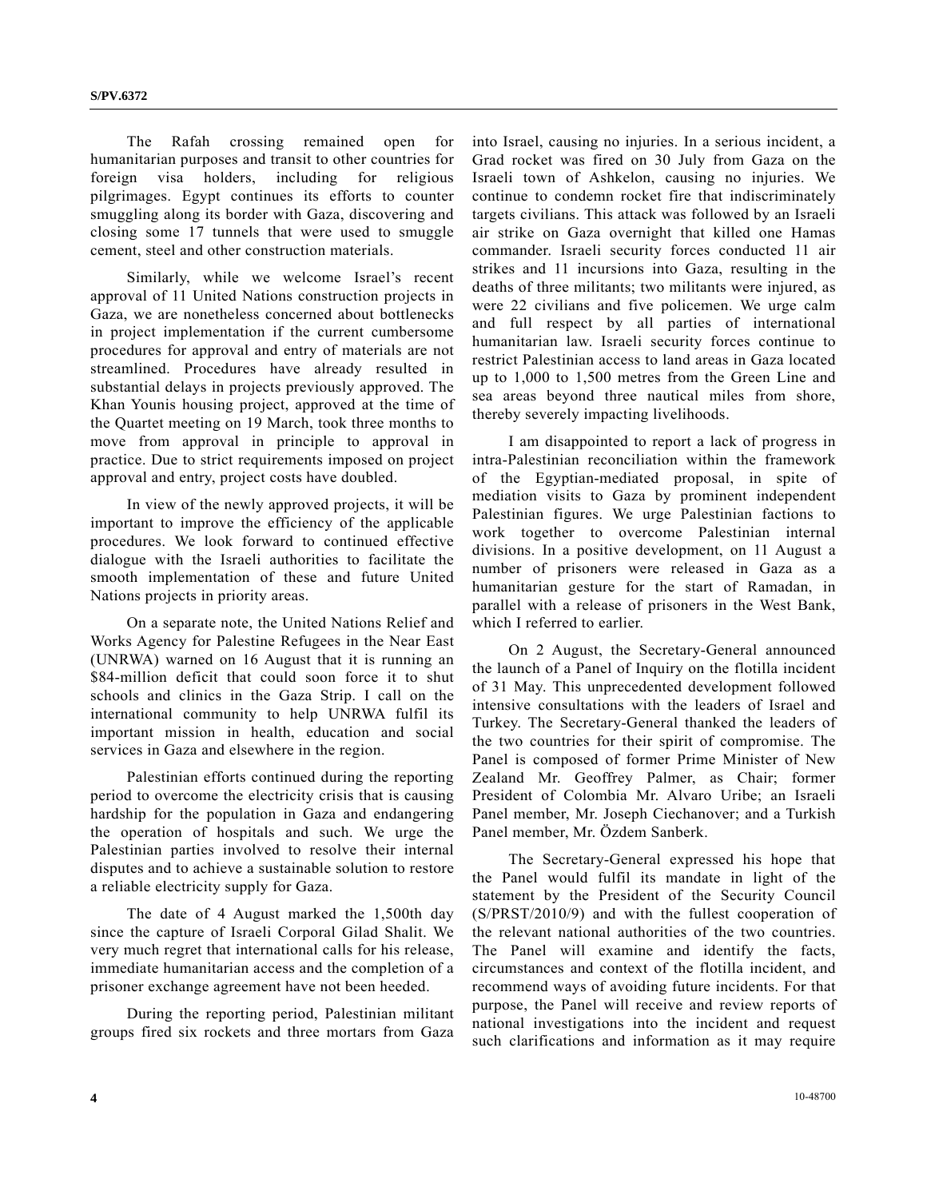The Rafah crossing remained open for humanitarian purposes and transit to other countries for foreign visa holders, including for religious pilgrimages. Egypt continues its efforts to counter smuggling along its border with Gaza, discovering and closing some 17 tunnels that were used to smuggle cement, steel and other construction materials.

Similarly, while we welcome Israel's recent approval of 11 United Nations construction projects in Gaza, we are nonetheless concerned about bottlenecks in project implementation if the current cumbersome procedures for approval and entry of materials are not streamlined. Procedures have already resulted in substantial delays in projects previously approved. The Khan Younis housing project, approved at the time of the Quartet meeting on 19 March, took three months to move from approval in principle to approval in practice. Due to strict requirements imposed on project approval and entry, project costs have doubled.

In view of the newly approved projects, it will be important to improve the efficiency of the applicable procedures. We look forward to continued effective dialogue with the Israeli authorities to facilitate the smooth implementation of these and future United Nations projects in priority areas.

On a separate note, the United Nations Relief and Works Agency for Palestine Refugees in the Near East (UNRWA) warned on 16 August that it is running an \$84-million deficit that could soon force it to shut schools and clinics in the Gaza Strip. I call on the international community to help UNRWA fulfil its important mission in health, education and social services in Gaza and elsewhere in the region.

Palestinian efforts continued during the reporting period to overcome the electricity crisis that is causing hardship for the population in Gaza and endangering the operation of hospitals and such. We urge the Palestinian parties involved to resolve their internal disputes and to achieve a sustainable solution to restore a reliable electricity supply for Gaza.

The date of 4 August marked the 1,500th day since the capture of Israeli Corporal Gilad Shalit. We very much regret that international calls for his release, immediate humanitarian access and the completion of a prisoner exchange agreement have not been heeded.

During the reporting period, Palestinian militant groups fired six rockets and three mortars from Gaza into Israel, causing no injuries. In a serious incident, a Grad rocket was fired on 30 July from Gaza on the Israeli town of Ashkelon, causing no injuries. We continue to condemn rocket fire that indiscriminately targets civilians. This attack was followed by an Israeli air strike on Gaza overnight that killed one Hamas commander. Israeli security forces conducted 11 air strikes and 11 incursions into Gaza, resulting in the deaths of three militants; two militants were injured, as were 22 civilians and five policemen. We urge calm and full respect by all parties of international humanitarian law. Israeli security forces continue to restrict Palestinian access to land areas in Gaza located up to 1,000 to 1,500 metres from the Green Line and sea areas beyond three nautical miles from shore, thereby severely impacting livelihoods.

I am disappointed to report a lack of progress in intra-Palestinian reconciliation within the framework of the Egyptian-mediated proposal, in spite of mediation visits to Gaza by prominent independent Palestinian figures. We urge Palestinian factions to work together to overcome Palestinian internal divisions. In a positive development, on 11 August a number of prisoners were released in Gaza as a humanitarian gesture for the start of Ramadan, in parallel with a release of prisoners in the West Bank, which I referred to earlier.

On 2 August, the Secretary-General announced the launch of a Panel of Inquiry on the flotilla incident of 31 May. This unprecedented development followed intensive consultations with the leaders of Israel and Turkey. The Secretary-General thanked the leaders of the two countries for their spirit of compromise. The Panel is composed of former Prime Minister of New Zealand Mr. Geoffrey Palmer, as Chair; former President of Colombia Mr. Alvaro Uribe; an Israeli Panel member, Mr. Joseph Ciechanover; and a Turkish Panel member, Mr. Özdem Sanberk.

The Secretary-General expressed his hope that the Panel would fulfil its mandate in light of the statement by the President of the Security Council (S/PRST/2010/9) and with the fullest cooperation of the relevant national authorities of the two countries. The Panel will examine and identify the facts, circumstances and context of the flotilla incident, and recommend ways of avoiding future incidents. For that purpose, the Panel will receive and review reports of national investigations into the incident and request such clarifications and information as it may require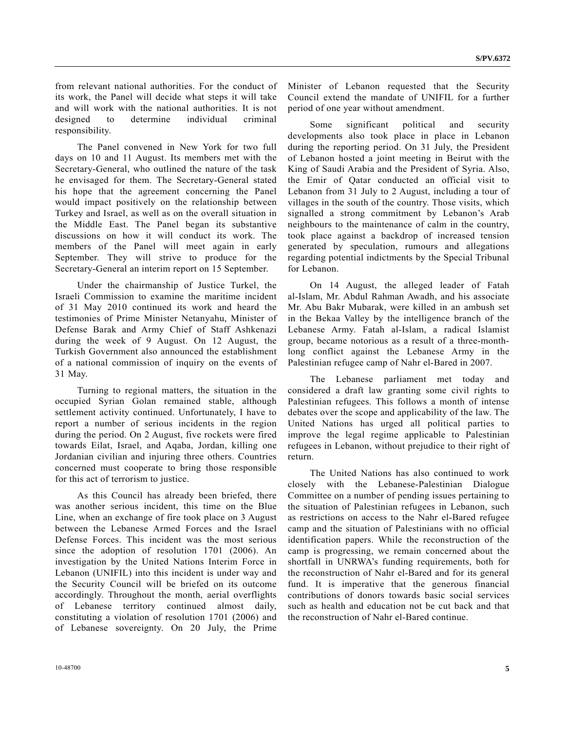from relevant national authorities. For the conduct of its work, the Panel will decide what steps it will take and will work with the national authorities. It is not designed to determine individual criminal responsibility.

The Panel convened in New York for two full days on 10 and 11 August. Its members met with the Secretary-General, who outlined the nature of the task he envisaged for them. The Secretary-General stated his hope that the agreement concerning the Panel would impact positively on the relationship between Turkey and Israel, as well as on the overall situation in the Middle East. The Panel began its substantive discussions on how it will conduct its work. The members of the Panel will meet again in early September. They will strive to produce for the Secretary-General an interim report on 15 September.

Under the chairmanship of Justice Turkel, the Israeli Commission to examine the maritime incident of 31 May 2010 continued its work and heard the testimonies of Prime Minister Netanyahu, Minister of Defense Barak and Army Chief of Staff Ashkenazi during the week of 9 August. On 12 August, the Turkish Government also announced the establishment of a national commission of inquiry on the events of 31 May.

Turning to regional matters, the situation in the occupied Syrian Golan remained stable, although settlement activity continued. Unfortunately, I have to report a number of serious incidents in the region during the period. On 2 August, five rockets were fired towards Eilat, Israel, and Aqaba, Jordan, killing one Jordanian civilian and injuring three others. Countries concerned must cooperate to bring those responsible for this act of terrorism to justice.

As this Council has already been briefed, there was another serious incident, this time on the Blue Line, when an exchange of fire took place on 3 August between the Lebanese Armed Forces and the Israel Defense Forces. This incident was the most serious since the adoption of resolution 1701 (2006). An investigation by the United Nations Interim Force in Lebanon (UNIFIL) into this incident is under way and the Security Council will be briefed on its outcome accordingly. Throughout the month, aerial overflights of Lebanese territory continued almost daily, constituting a violation of resolution 1701 (2006) and of Lebanese sovereignty. On 20 July, the Prime Minister of Lebanon requested that the Security Council extend the mandate of UNIFIL for a further period of one year without amendment.

Some significant political and security developments also took place in place in Lebanon during the reporting period. On 31 July, the President of Lebanon hosted a joint meeting in Beirut with the King of Saudi Arabia and the President of Syria. Also, the Emir of Qatar conducted an official visit to Lebanon from 31 July to 2 August, including a tour of villages in the south of the country. Those visits, which signalled a strong commitment by Lebanon's Arab neighbours to the maintenance of calm in the country, took place against a backdrop of increased tension generated by speculation, rumours and allegations regarding potential indictments by the Special Tribunal for Lebanon.

On 14 August, the alleged leader of Fatah al-Islam, Mr. Abdul Rahman Awadh, and his associate Mr. Abu Bakr Mubarak, were killed in an ambush set in the Bekaa Valley by the intelligence branch of the Lebanese Army. Fatah al-Islam, a radical Islamist group, became notorious as a result of a three-month-long conflict against the Lebanese Army in the Palestinian refugee camp of Nahr el-Bared in 2007.

The Lebanese parliament met today and considered a draft law granting some civil rights to Palestinian refugees. This follows a month of intense debates over the scope and applicability of the law. The United Nations has urged all political parties to improve the legal regime applicable to Palestinian refugees in Lebanon, without prejudice to their right of return.

The United Nations has also continued to work closely with the Lebanese-Palestinian Dialogue Committee on a number of pending issues pertaining to the situation of Palestinian refugees in Lebanon, such as restrictions on access to the Nahr el-Bared refugee camp and the situation of Palestinians with no official identification papers. While the reconstruction of the camp is progressing, we remain concerned about the shortfall in UNRWA's funding requirements, both for the reconstruction of Nahr el-Bared and for its general fund. It is imperative that the generous financial contributions of donors towards basic social services such as health and education not be cut back and that the reconstruction of Nahr el-Bared continue.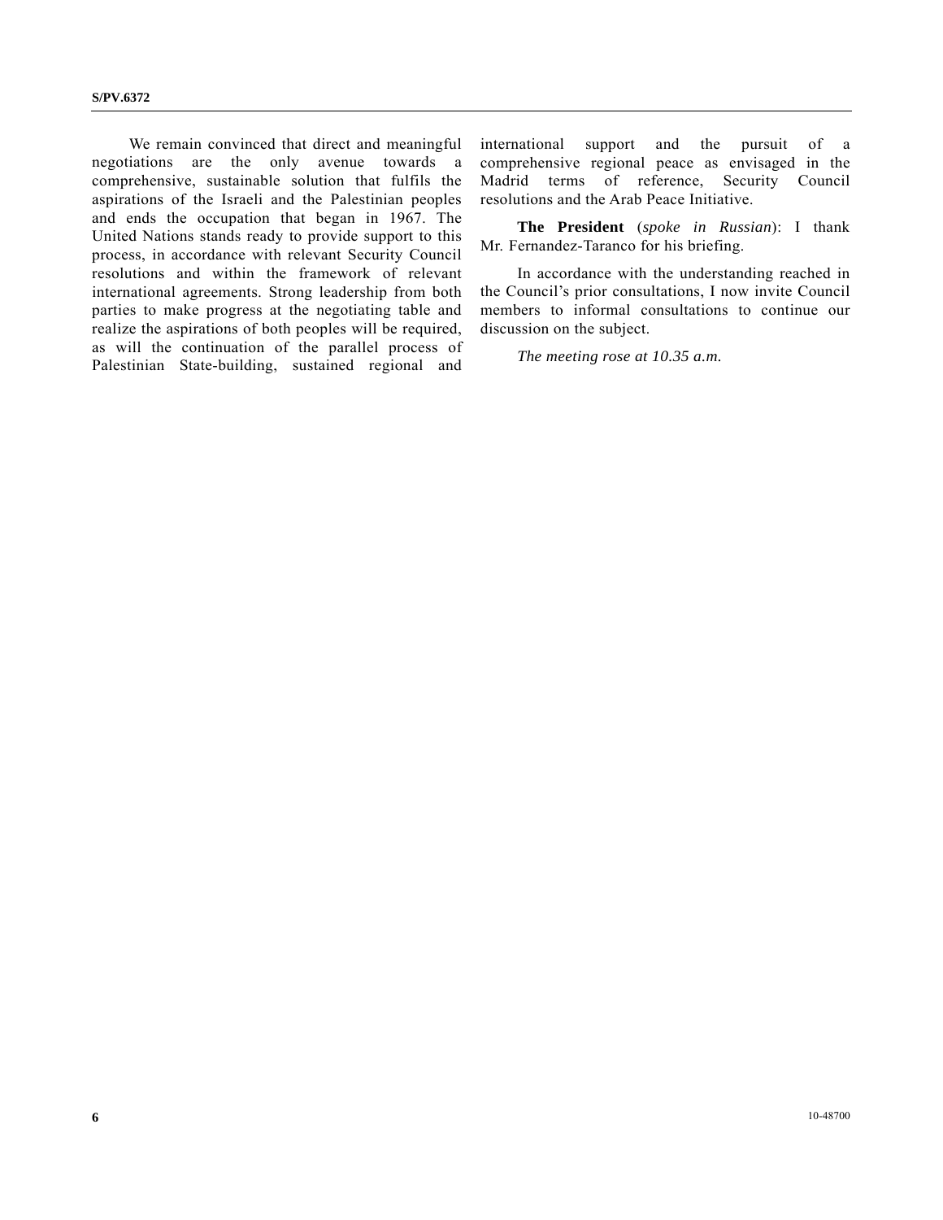We remain convinced that direct and meaningful negotiations are the only avenue towards a comprehensive, sustainable solution that fulfils the aspirations of the Israeli and the Palestinian peoples and ends the occupation that began in 1967. The United Nations stands ready to provide support to this process, in accordance with relevant Security Council resolutions and within the framework of relevant international agreements. Strong leadership from both parties to make progress at the negotiating table and realize the aspirations of both peoples will be required, as will the continuation of the parallel process of Palestinian State-building, sustained regional and international support and the pursuit of a comprehensive regional peace as envisaged in the Madrid terms of reference, Security Council resolutions and the Arab Peace Initiative.

**The President** (*spoke in Russian*): I thank Mr. Fernandez-Taranco for his briefing.

In accordance with the understanding reached in the Council's prior consultations, I now invite Council members to informal consultations to continue our discussion on the subject.

*The meeting rose at 10.35 a.m.*